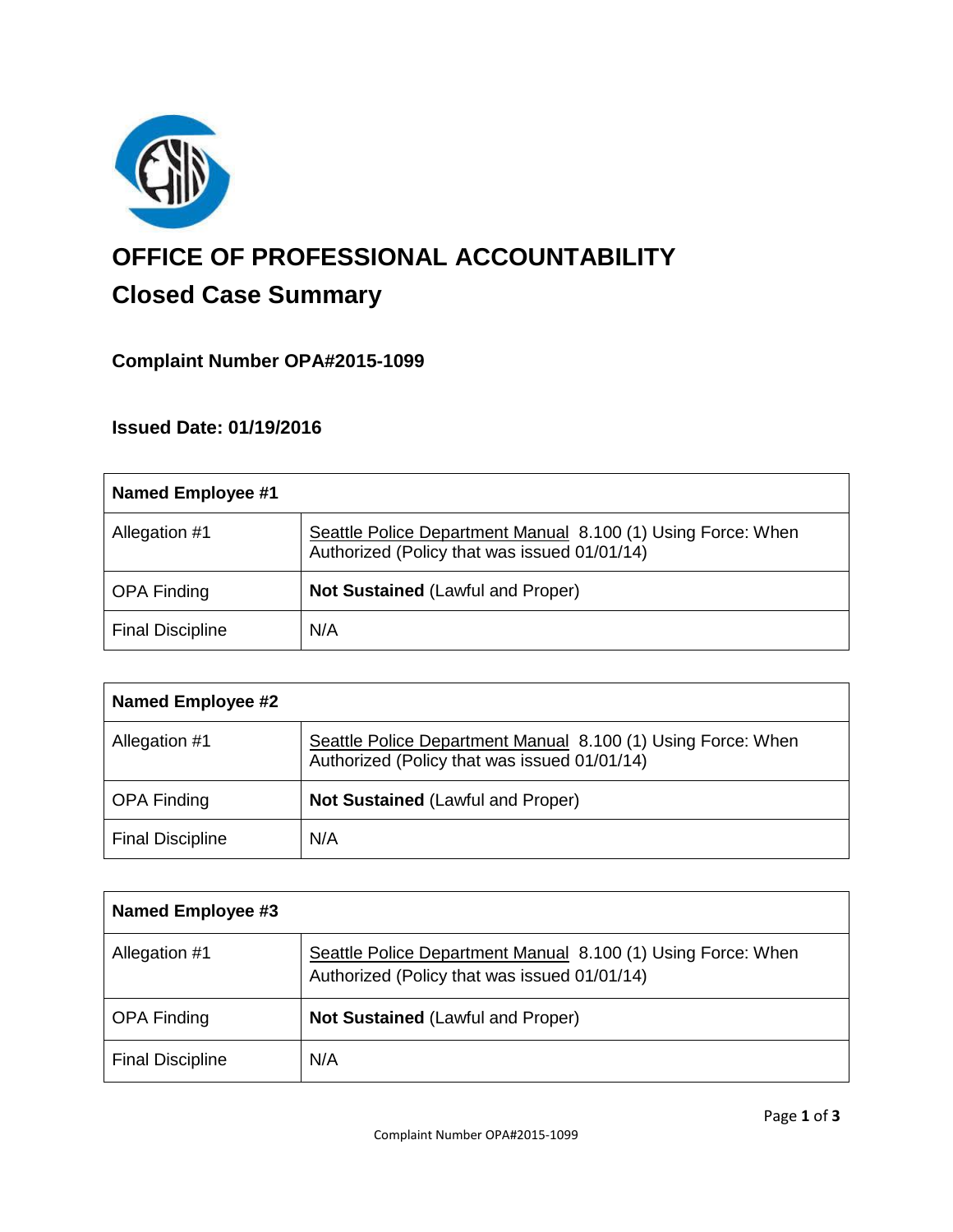# OFFICE OF PROFESSIONAL ACCOUNTABILITY

## Closed Case Summary

### Complaint Number OPA#2015-1099

### Issued Date: 01/19/2016

| **Named Employee #1** | |
|---|---|
| Allegation #1 | Seattle Police Department Manual 8.100 (1) Using Force: When Authorized (Policy that was issued 01/01/14) |
| OPA Finding | **Not Sustained** (Lawful and Proper) |
| Final Discipline | N/A |

| **Named Employee #2** | |
|---|---|
| Allegation #1 | Seattle Police Department Manual 8.100 (1) Using Force: When Authorized (Policy that was issued 01/01/14) |
| OPA Finding | **Not Sustained** (Lawful and Proper) |
| Final Discipline | N/A |

| **Named Employee #3** | |
|---|---|
| Allegation #1 | Seattle Police Department Manual 8.100 (1) Using Force: When Authorized (Policy that was issued 01/01/14) |
| OPA Finding | **Not Sustained** (Lawful and Proper) |
| Final Discipline | N/A |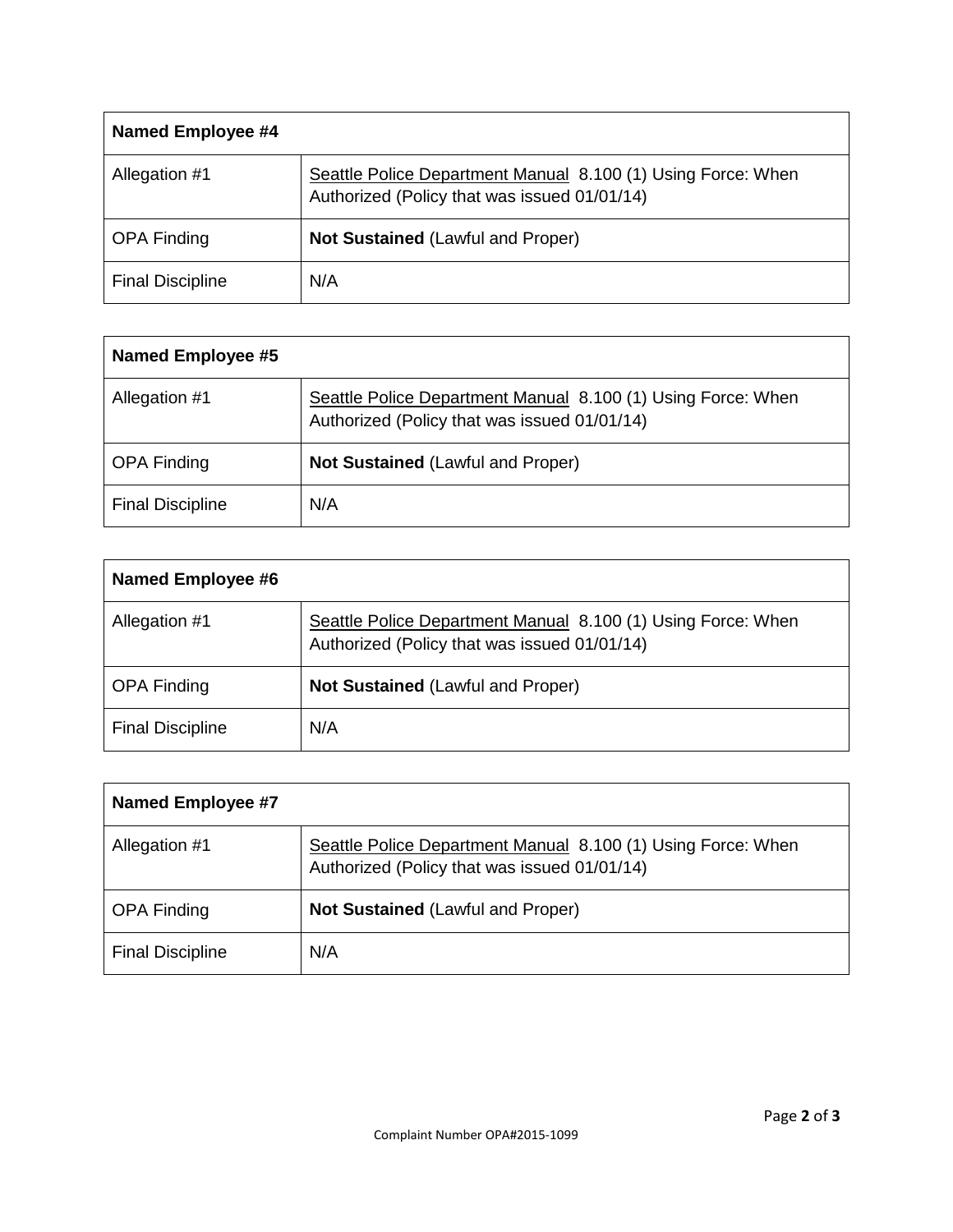| Named Employee #4 | |
|---|---|
| Allegation #1 | Seattle Police Department Manual 8.100 (1) Using Force: When Authorized (Policy that was issued 01/01/14) |
| OPA Finding | **Not Sustained** (Lawful and Proper) |
| Final Discipline | N/A |

| Named Employee #5 | |
|---|---|
| Allegation #1 | Seattle Police Department Manual 8.100 (1) Using Force: When Authorized (Policy that was issued 01/01/14) |
| OPA Finding | **Not Sustained** (Lawful and Proper) |
| Final Discipline | N/A |

| Named Employee #6 | |
|---|---|
| Allegation #1 | Seattle Police Department Manual 8.100 (1) Using Force: When Authorized (Policy that was issued 01/01/14) |
| OPA Finding | **Not Sustained** (Lawful and Proper) |
| Final Discipline | N/A |

| Named Employee #7 | |
|---|---|
| Allegation #1 | Seattle Police Department Manual 8.100 (1) Using Force: When Authorized (Policy that was issued 01/01/14) |
| OPA Finding | **Not Sustained** (Lawful and Proper) |
| Final Discipline | N/A |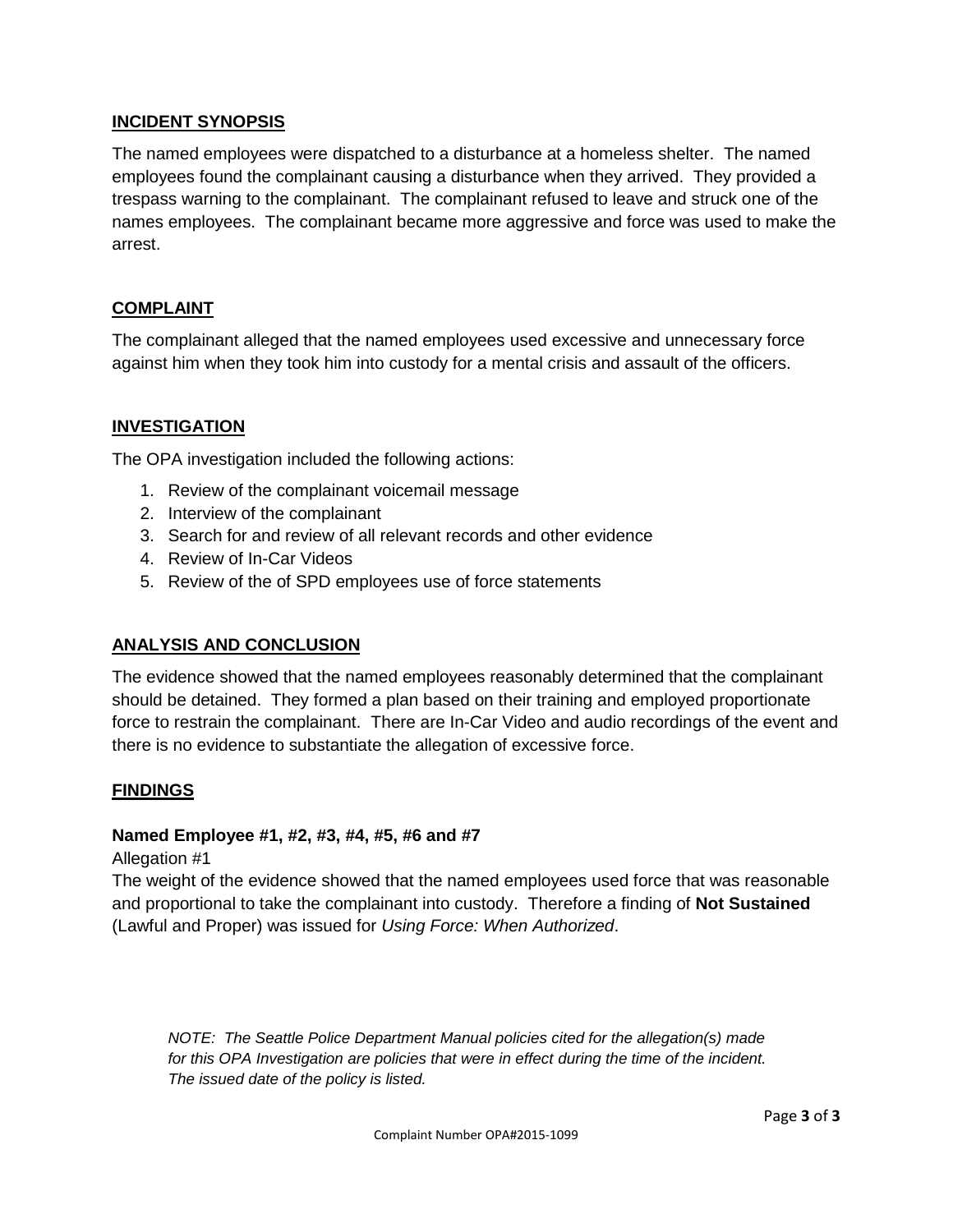## INCIDENT SYNOPSIS

The named employees were dispatched to a disturbance at a homeless shelter. The named employees found the complainant causing a disturbance when they arrived. They provided a trespass warning to the complainant. The complainant refused to leave and struck one of the names employees. The complainant became more aggressive and force was used to make the arrest.

## COMPLAINT

The complainant alleged that the named employees used excessive and unnecessary force against him when they took him into custody for a mental crisis and assault of the officers.

## INVESTIGATION

The OPA investigation included the following actions:

1. Review of the complainant voicemail message
2. Interview of the complainant
3. Search for and review of all relevant records and other evidence
4. Review of In-Car Videos
5. Review of the of SPD employees use of force statements

## ANALYSIS AND CONCLUSION

The evidence showed that the named employees reasonably determined that the complainant should be detained. They formed a plan based on their training and employed proportionate force to restrain the complainant. There are In-Car Video and audio recordings of the event and there is no evidence to substantiate the allegation of excessive force.

## FINDINGS

### Named Employee #1, #2, #3, #4, #5, #6 and #7

Allegation #1

The weight of the evidence showed that the named employees used force that was reasonable and proportional to take the complainant into custody. Therefore a finding of **Not Sustained** (Lawful and Proper) was issued for *Using Force: When Authorized*.

*NOTE: The Seattle Police Department Manual policies cited for the allegation(s) made for this OPA Investigation are policies that were in effect during the time of the incident. The issued date of the policy is listed.*

Complaint Number OPA#2015-1099